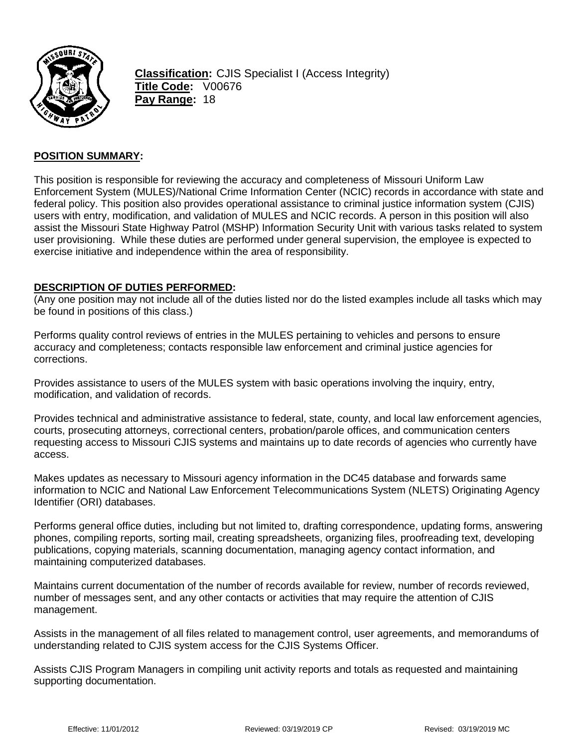**Classification:** CJIS Specialist I (Access Integrity)
**Title Code:** V00676
**Pay Range:** 18

## POSITION SUMMARY:

This position is responsible for reviewing the accuracy and completeness of Missouri Uniform Law Enforcement System (MULES)/National Crime Information Center (NCIC) records in accordance with state and federal policy. This position also provides operational assistance to criminal justice information system (CJIS) users with entry, modification, and validation of MULES and NCIC records. A person in this position will also assist the Missouri State Highway Patrol (MSHP) Information Security Unit with various tasks related to system user provisioning. While these duties are performed under general supervision, the employee is expected to exercise initiative and independence within the area of responsibility.

## DESCRIPTION OF DUTIES PERFORMED:

(Any one position may not include all of the duties listed nor do the listed examples include all tasks which may be found in positions of this class.)

Performs quality control reviews of entries in the MULES pertaining to vehicles and persons to ensure accuracy and completeness; contacts responsible law enforcement and criminal justice agencies for corrections.

Provides assistance to users of the MULES system with basic operations involving the inquiry, entry, modification, and validation of records.

Provides technical and administrative assistance to federal, state, county, and local law enforcement agencies, courts, prosecuting attorneys, correctional centers, probation/parole offices, and communication centers requesting access to Missouri CJIS systems and maintains up to date records of agencies who currently have access.

Makes updates as necessary to Missouri agency information in the DC45 database and forwards same information to NCIC and National Law Enforcement Telecommunications System (NLETS) Originating Agency Identifier (ORI) databases.

Performs general office duties, including but not limited to, drafting correspondence, updating forms, answering phones, compiling reports, sorting mail, creating spreadsheets, organizing files, proofreading text, developing publications, copying materials, scanning documentation, managing agency contact information, and maintaining computerized databases.

Maintains current documentation of the number of records available for review, number of records reviewed, number of messages sent, and any other contacts or activities that may require the attention of CJIS management.

Assists in the management of all files related to management control, user agreements, and memorandums of understanding related to CJIS system access for the CJIS Systems Officer.

Assists CJIS Program Managers in compiling unit activity reports and totals as requested and maintaining supporting documentation.

Effective: 11/01/2012 Reviewed: 03/19/2019 CP Revised: 03/19/2019 MC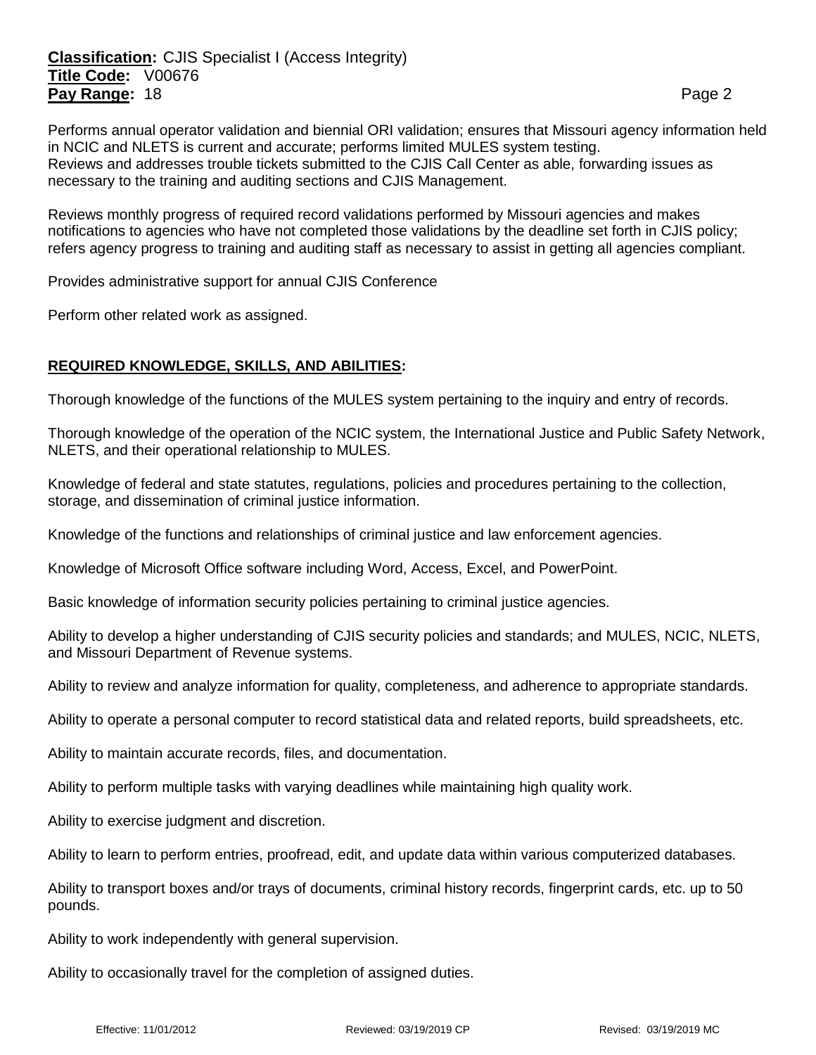Performs annual operator validation and biennial ORI validation; ensures that Missouri agency information held in NCIC and NLETS is current and accurate; performs limited MULES system testing.
Reviews and addresses trouble tickets submitted to the CJIS Call Center as able, forwarding issues as necessary to the training and auditing sections and CJIS Management.

Reviews monthly progress of required record validations performed by Missouri agencies and makes notifications to agencies who have not completed those validations by the deadline set forth in CJIS policy; refers agency progress to training and auditing staff as necessary to assist in getting all agencies compliant.

Provides administrative support for annual CJIS Conference

Perform other related work as assigned.

## REQUIRED KNOWLEDGE, SKILLS, AND ABILITIES:

Thorough knowledge of the functions of the MULES system pertaining to the inquiry and entry of records.

Thorough knowledge of the operation of the NCIC system, the International Justice and Public Safety Network, NLETS, and their operational relationship to MULES.

Knowledge of federal and state statutes, regulations, policies and procedures pertaining to the collection, storage, and dissemination of criminal justice information.

Knowledge of the functions and relationships of criminal justice and law enforcement agencies.

Knowledge of Microsoft Office software including Word, Access, Excel, and PowerPoint.

Basic knowledge of information security policies pertaining to criminal justice agencies.

Ability to develop a higher understanding of CJIS security policies and standards; and MULES, NCIC, NLETS, and Missouri Department of Revenue systems.

Ability to review and analyze information for quality, completeness, and adherence to appropriate standards.

Ability to operate a personal computer to record statistical data and related reports, build spreadsheets, etc.

Ability to maintain accurate records, files, and documentation.

Ability to perform multiple tasks with varying deadlines while maintaining high quality work.

Ability to exercise judgment and discretion.

Ability to learn to perform entries, proofread, edit, and update data within various computerized databases.

Ability to transport boxes and/or trays of documents, criminal history records, fingerprint cards, etc. up to 50 pounds.

Ability to work independently with general supervision.

Ability to occasionally travel for the completion of assigned duties.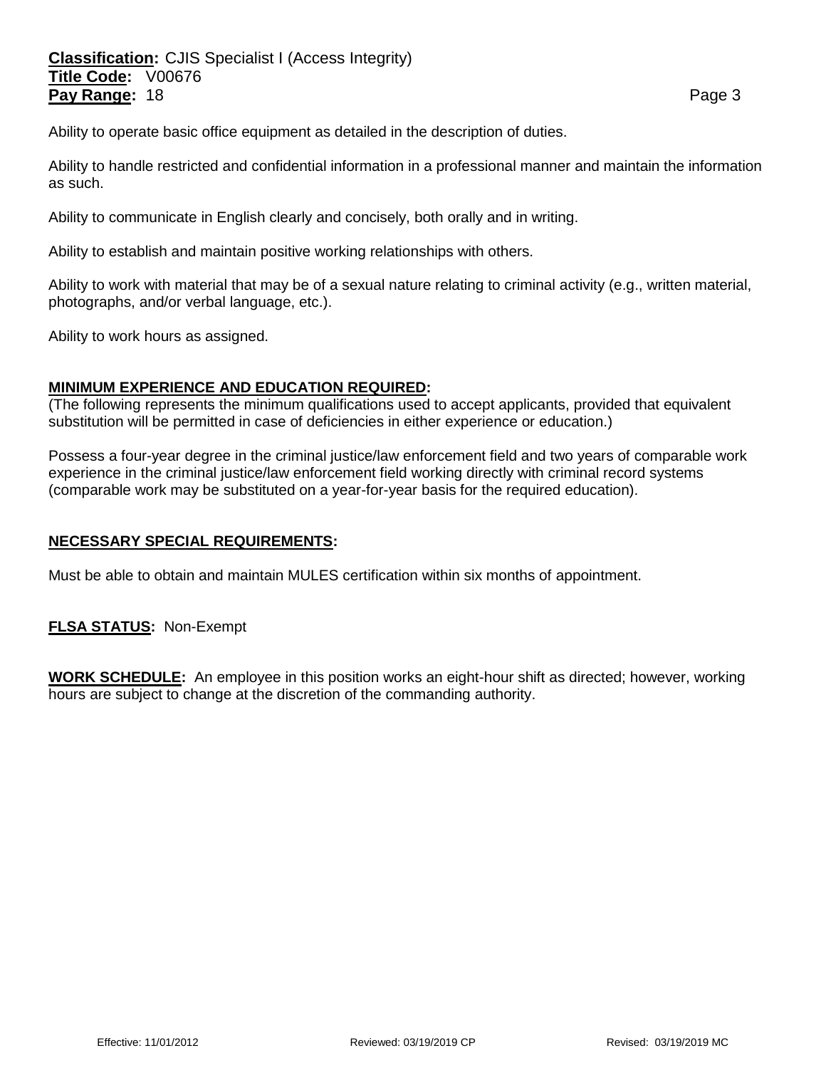Ability to operate basic office equipment as detailed in the description of duties.

Ability to handle restricted and confidential information in a professional manner and maintain the information as such.

Ability to communicate in English clearly and concisely, both orally and in writing.

Ability to establish and maintain positive working relationships with others.

Ability to work with material that may be of a sexual nature relating to criminal activity (e.g., written material, photographs, and/or verbal language, etc.).

Ability to work hours as assigned.

## MINIMUM EXPERIENCE AND EDUCATION REQUIRED:

(The following represents the minimum qualifications used to accept applicants, provided that equivalent substitution will be permitted in case of deficiencies in either experience or education.)

Possess a four-year degree in the criminal justice/law enforcement field and two years of comparable work experience in the criminal justice/law enforcement field working directly with criminal record systems (comparable work may be substituted on a year-for-year basis for the required education).

## NECESSARY SPECIAL REQUIREMENTS:

Must be able to obtain and maintain MULES certification within six months of appointment.

**FLSA STATUS:** Non-Exempt

**WORK SCHEDULE:** An employee in this position works an eight-hour shift as directed; however, working hours are subject to change at the discretion of the commanding authority.